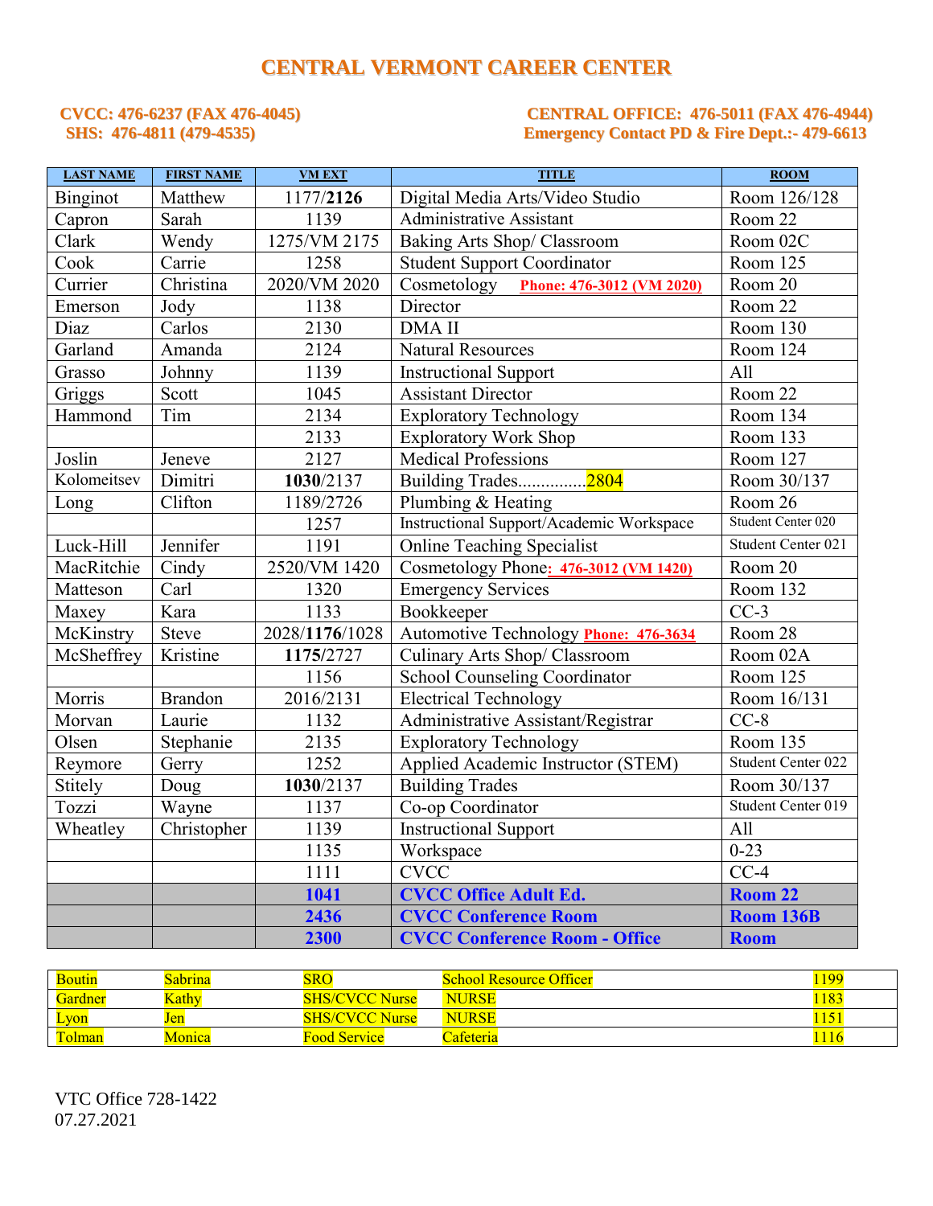# CENTRAL VERMONT CAREER CENTER

**CVCC: 476-6237 (FAX 476-4045)**
**SHS: 476-4811 (479-4535)**

**CENTRAL OFFICE: 476-5011 (FAX 476-4944)**
**Emergency Contact PD & Fire Dept.:- 479-6613**

| LAST NAME | FIRST NAME | VM EXT | TITLE | ROOM |
|---|---|---|---|---|
| Binginot | Matthew | 1177/**2126** | Digital Media Arts/Video Studio | Room 126/128 |
| Capron | Sarah | 1139 | Administrative Assistant | Room 22 |
| Clark | Wendy | 1275/VM 2175 | Baking Arts Shop/ Classroom | Room 02C |
| Cook | Carrie | 1258 | Student Support Coordinator | Room 125 |
| Currier | Christina | 2020/VM 2020 | Cosmetology **Phone: 476-3012 (VM 2020)** | Room 20 |
| Emerson | Jody | 1138 | Director | Room 22 |
| Diaz | Carlos | 2130 | DMA II | Room 130 |
| Garland | Amanda | 2124 | Natural Resources | Room 124 |
| Grasso | Johnny | 1139 | Instructional Support | All |
| Griggs | Scott | 1045 | Assistant Director | Room 22 |
| Hammond | Tim | 2134 | Exploratory Technology | Room 134 |
| | | 2133 | Exploratory Work Shop | Room 133 |
| Joslin | Jeneve | 2127 | Medical Professions | Room 127 |
| Kolomeitsev | Dimitri | **1030**/2137 | Building Trades...............2804 | Room 30/137 |
| Long | Clifton | 1189/2726 | Plumbing & Heating | Room 26 |
| | | 1257 | Instructional Support/Academic Workspace | Student Center 020 |
| Luck-Hill | Jennifer | 1191 | Online Teaching Specialist | Student Center 021 |
| MacRitchie | Cindy | 2520/VM 1420 | Cosmetology Phone**: 476-3012 (VM 1420)** | Room 20 |
| Matteson | Carl | 1320 | Emergency Services | Room 132 |
| Maxey | Kara | 1133 | Bookkeeper | CC-3 |
| McKinstry | Steve | 2028/**1176**/1028 | Automotive Technology **Phone: 476-3634** | Room 28 |
| McSheffrey | Kristine | **1175**/2727 | Culinary Arts Shop/ Classroom | Room 02A |
| | | 1156 | School Counseling Coordinator | Room 125 |
| Morris | Brandon | 2016/2131 | Electrical Technology | Room 16/131 |
| Morvan | Laurie | 1132 | Administrative Assistant/Registrar | CC-8 |
| Olsen | Stephanie | 2135 | Exploratory Technology | Room 135 |
| Reymore | Gerry | 1252 | Applied Academic Instructor (STEM) | Student Center 022 |
| Stitely | Doug | **1030**/2137 | Building Trades | Room 30/137 |
| Tozzi | Wayne | 1137 | Co-op Coordinator | Student Center 019 |
| Wheatley | Christopher | 1139 | Instructional Support | All |
| | | 1135 | Workspace | 0-23 |
| | | 1111 | CVCC | CC-4 |
| | | **1041** | **CVCC Office Adult Ed.** | **Room 22** |
| | | **2436** | **CVCC Conference Room** | **Room 136B** |
| | | **2300** | **CVCC Conference Room - Office** | **Room** |

| | | | | |
|---|---|---|---|---|
| Boutin | Sabrina | SRO | School Resource Officer | 1199 |
| Gardner | Kathy | SHS/CVCC Nurse | NURSE | 1183 |
| Lyon | Jen | SHS/CVCC Nurse | NURSE | 1151 |
| Tolman | Monica | Food Service | Cafeteria | 1116 |

VTC Office 728-1422
07.27.2021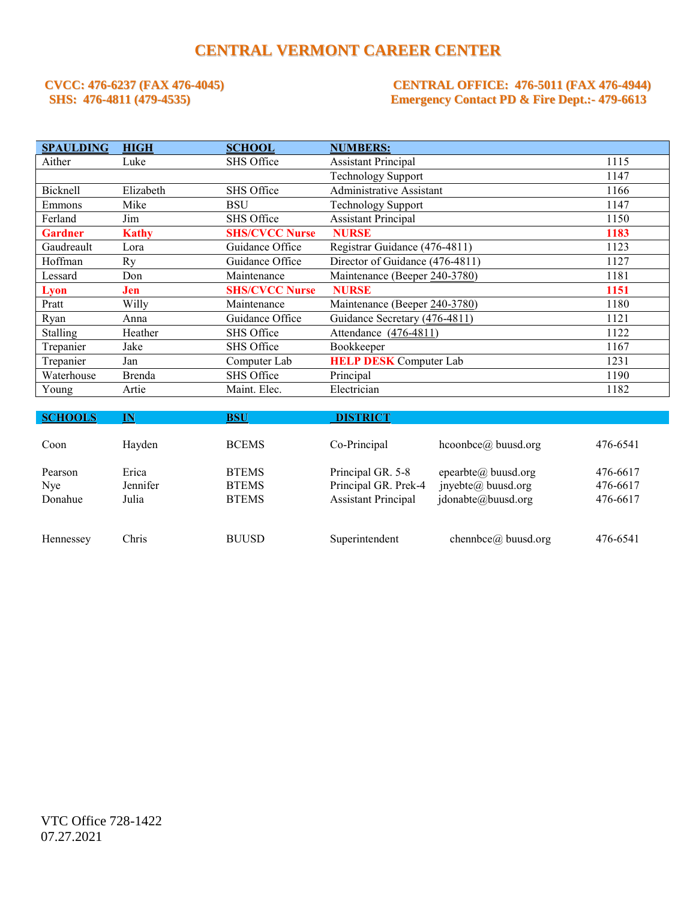# CENTRAL VERMONT CAREER CENTER

**CVCC: 476-6237 (FAX 476-4045)**
**SHS: 476-4811 (479-4535)**

**CENTRAL OFFICE: 476-5011 (FAX 476-4944)**
**Emergency Contact PD & Fire Dept.:- 479-6613**

| SPAULDING | HIGH | SCHOOL | NUMBERS: | |
|---|---|---|---|---|
| Aither | Luke | SHS Office | Assistant Principal | 1115 |
| | | | Technology Support | 1147 |
| Bicknell | Elizabeth | SHS Office | Administrative Assistant | 1166 |
| Emmons | Mike | BSU | Technology Support | 1147 |
| Ferland | Jim | SHS Office | Assistant Principal | 1150 |
| **Gardner** | **Kathy** | **SHS/CVCC Nurse** | **NURSE** | **1183** |
| Gaudreault | Lora | Guidance Office | Registrar Guidance (476-4811) | 1123 |
| Hoffman | Ry | Guidance Office | Director of Guidance (476-4811) | 1127 |
| Lessard | Don | Maintenance | Maintenance (Beeper 240-3780) | 1181 |
| **Lyon** | **Jen** | **SHS/CVCC Nurse** | **NURSE** | **1151** |
| Pratt | Willy | Maintenance | Maintenance (Beeper 240-3780) | 1180 |
| Ryan | Anna | Guidance Office | Guidance Secretary (476-4811) | 1121 |
| Stalling | Heather | SHS Office | Attendance (476-4811) | 1122 |
| Trepanier | Jake | SHS Office | Bookkeeper | 1167 |
| Trepanier | Jan | Computer Lab | **HELP DESK** Computer Lab | 1231 |
| Waterhouse | Brenda | SHS Office | Principal | 1190 |
| Young | Artie | Maint. Elec. | Electrician | 1182 |

| SCHOOLS | IN | BSU | DISTRICT | | |
|---|---|---|---|---|---|
| Coon | Hayden | BCEMS | Co-Principal | hcoonbce@ buusd.org | 476-6541 |
| Pearson | Erica | BTEMS | Principal GR. 5-8 | epearbte@ buusd.org | 476-6617 |
| Nye | Jennifer | BTEMS | Principal GR. Prek-4 | jnyebte@ buusd.org | 476-6617 |
| Donahue | Julia | BTEMS | Assistant Principal | jdonabte@buusd.org | 476-6617 |
| Hennessey | Chris | BUUSD | Superintendent | chennbce@ buusd.org | 476-6541 |

VTC Office 728-1422
07.27.2021